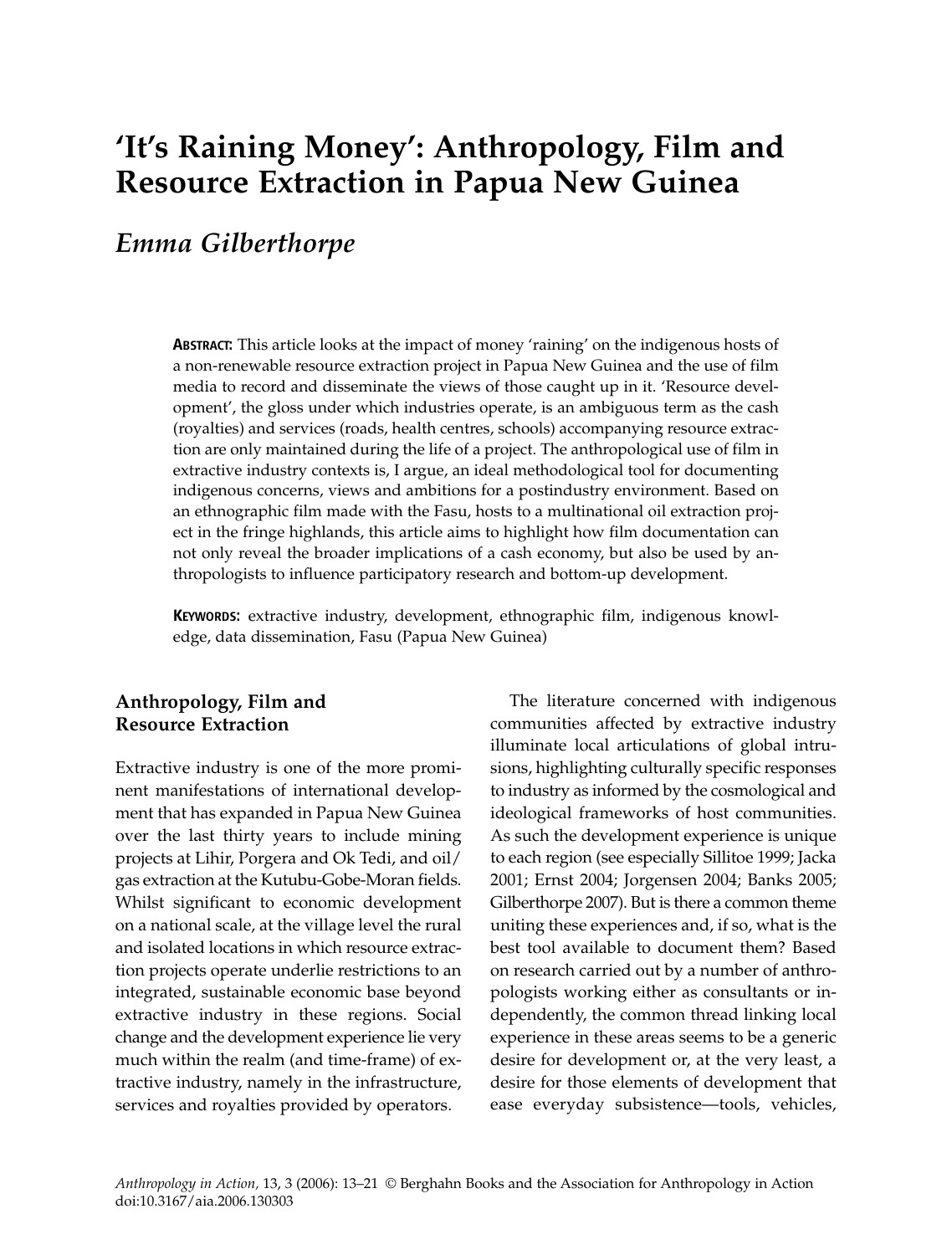# 'It's Raining Money': Anthropology, Film and Resource Extraction in Papua New Guinea

## *Emma Gilberthorpe*

**ABSTRACT:** This article looks at the impact of money 'raining' on the indigenous hosts of a non-renewable resource extraction project in Papua New Guinea and the use of film media to record and disseminate the views of those caught up in it. 'Resource development', the gloss under which industries operate, is an ambiguous term as the cash (royalties) and services (roads, health centres, schools) accompanying resource extraction are only maintained during the life of a project. The anthropological use of film in extractive industry contexts is, I argue, an ideal methodological tool for documenting indigenous concerns, views and ambitions for a postindustry environment. Based on an ethnographic film made with the Fasu, hosts to a multinational oil extraction project in the fringe highlands, this article aims to highlight how film documentation can not only reveal the broader implications of a cash economy, but also be used by anthropologists to influence participatory research and bottom-up development.

**KEYWORDS:** extractive industry, development, ethnographic film, indigenous knowledge, data dissemination, Fasu (Papua New Guinea)

### Anthropology, Film and Resource Extraction

Extractive industry is one of the more prominent manifestations of international development that has expanded in Papua New Guinea over the last thirty years to include mining projects at Lihir, Porgera and Ok Tedi, and oil/gas extraction at the Kutubu-Gobe-Moran fields. Whilst significant to economic development on a national scale, at the village level the rural and isolated locations in which resource extraction projects operate underlie restrictions to an integrated, sustainable economic base beyond extractive industry in these regions. Social change and the development experience lie very much within the realm (and time-frame) of extractive industry, namely in the infrastructure, services and royalties provided by operators.

The literature concerned with indigenous communities affected by extractive industry illuminate local articulations of global intrusions, highlighting culturally specific responses to industry as informed by the cosmological and ideological frameworks of host communities. As such the development experience is unique to each region (see especially Sillitoe 1999; Jacka 2001; Ernst 2004; Jorgensen 2004; Banks 2005; Gilberthorpe 2007). But is there a common theme uniting these experiences and, if so, what is the best tool available to document them? Based on research carried out by a number of anthropologists working either as consultants or independently, the common thread linking local experience in these areas seems to be a generic desire for development or, at the very least, a desire for those elements of development that ease everyday subsistence—tools, vehicles,

*Anthropology in Action,* 13, 3 (2006): 13–21 © Berghahn Books and the Association for Anthropology in Action
doi:10.3167/aia.2006.130303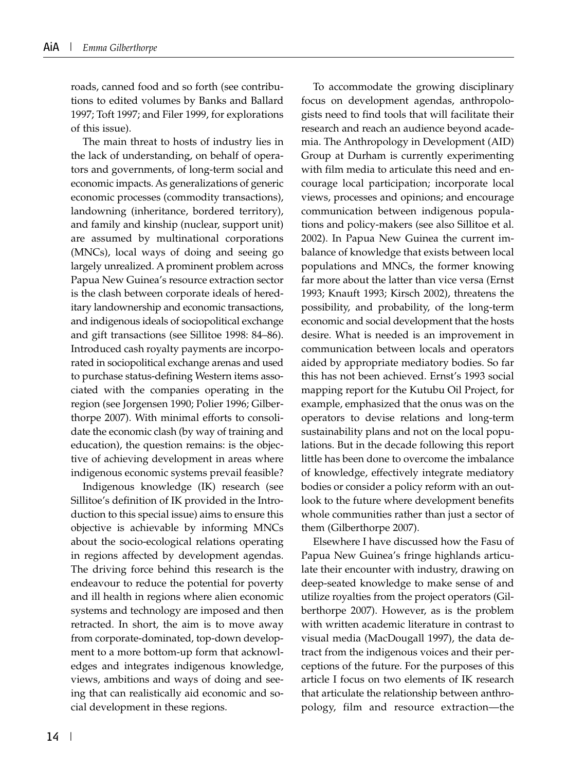roads, canned food and so forth (see contributions to edited volumes by Banks and Ballard 1997; Toft 1997; and Filer 1999, for explorations of this issue).

The main threat to hosts of industry lies in the lack of understanding, on behalf of operators and governments, of long-term social and economic impacts. As generalizations of generic economic processes (commodity transactions), landowning (inheritance, bordered territory), and family and kinship (nuclear, support unit) are assumed by multinational corporations (MNCs), local ways of doing and seeing go largely unrealized. A prominent problem across Papua New Guinea's resource extraction sector is the clash between corporate ideals of hereditary landownership and economic transactions, and indigenous ideals of sociopolitical exchange and gift transactions (see Sillitoe 1998: 84–86). Introduced cash royalty payments are incorporated in sociopolitical exchange arenas and used to purchase status-defining Western items associated with the companies operating in the region (see Jorgensen 1990; Polier 1996; Gilberthorpe 2007). With minimal efforts to consolidate the economic clash (by way of training and education), the question remains: is the objective of achieving development in areas where indigenous economic systems prevail feasible?

Indigenous knowledge (IK) research (see Sillitoe's definition of IK provided in the Introduction to this special issue) aims to ensure this objective is achievable by informing MNCs about the socio-ecological relations operating in regions affected by development agendas. The driving force behind this research is the endeavour to reduce the potential for poverty and ill health in regions where alien economic systems and technology are imposed and then retracted. In short, the aim is to move away from corporate-dominated, top-down development to a more bottom-up form that acknowledges and integrates indigenous knowledge, views, ambitions and ways of doing and seeing that can realistically aid economic and social development in these regions.

To accommodate the growing disciplinary focus on development agendas, anthropologists need to find tools that will facilitate their research and reach an audience beyond academia. The Anthropology in Development (AID) Group at Durham is currently experimenting with film media to articulate this need and encourage local participation; incorporate local views, processes and opinions; and encourage communication between indigenous populations and policy-makers (see also Sillitoe et al. 2002). In Papua New Guinea the current imbalance of knowledge that exists between local populations and MNCs, the former knowing far more about the latter than vice versa (Ernst 1993; Knauft 1993; Kirsch 2002), threatens the possibility, and probability, of the long-term economic and social development that the hosts desire. What is needed is an improvement in communication between locals and operators aided by appropriate mediatory bodies. So far this has not been achieved. Ernst's 1993 social mapping report for the Kutubu Oil Project, for example, emphasized that the onus was on the operators to devise relations and long-term sustainability plans and not on the local populations. But in the decade following this report little has been done to overcome the imbalance of knowledge, effectively integrate mediatory bodies or consider a policy reform with an outlook to the future where development benefits whole communities rather than just a sector of them (Gilberthorpe 2007).

Elsewhere I have discussed how the Fasu of Papua New Guinea's fringe highlands articulate their encounter with industry, drawing on deep-seated knowledge to make sense of and utilize royalties from the project operators (Gilberthorpe 2007). However, as is the problem with written academic literature in contrast to visual media (MacDougall 1997), the data detract from the indigenous voices and their perceptions of the future. For the purposes of this article I focus on two elements of IK research that articulate the relationship between anthropology, film and resource extraction—the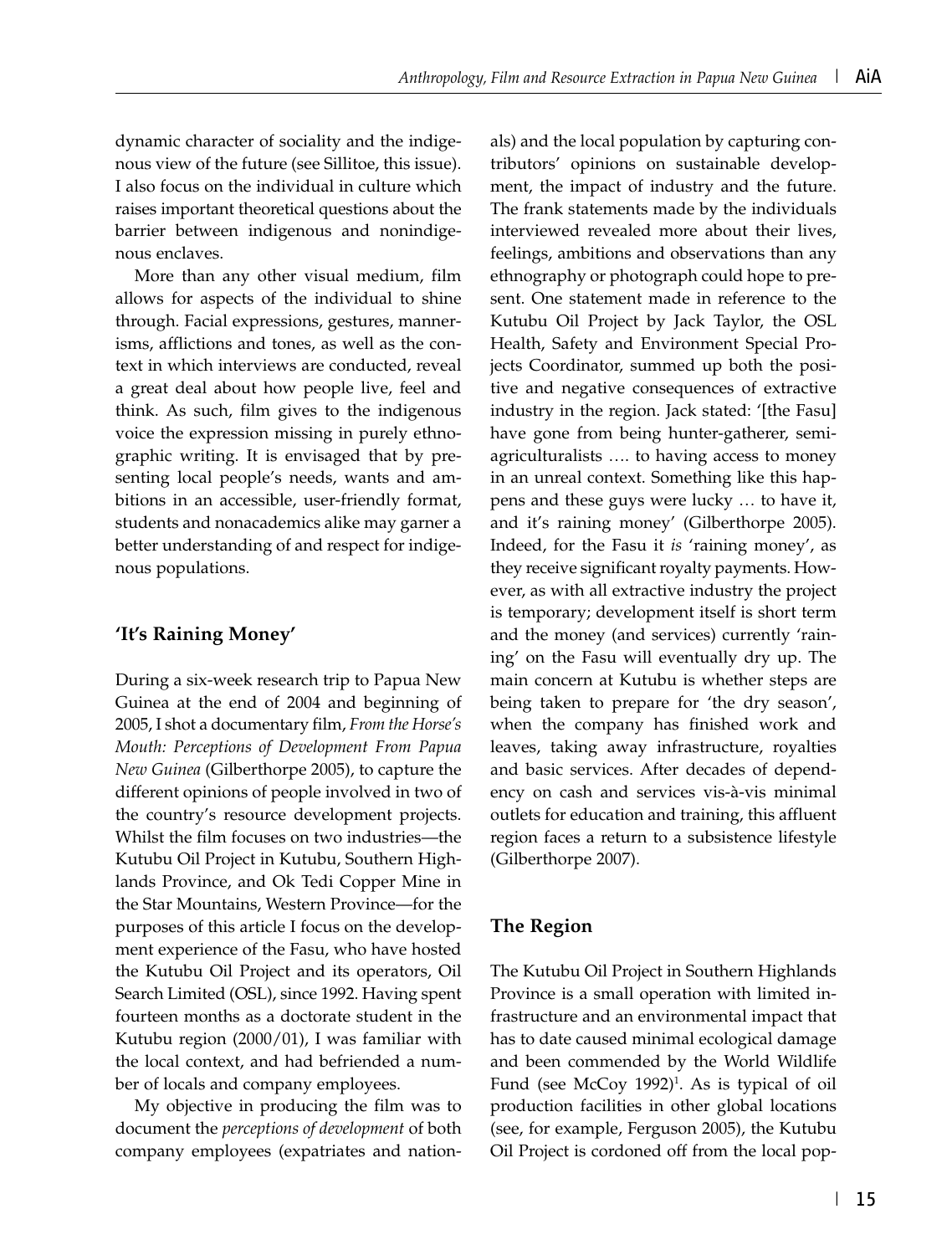dynamic character of sociality and the indigenous view of the future (see Sillitoe, this issue). I also focus on the individual in culture which raises important theoretical questions about the barrier between indigenous and nonindigenous enclaves.

More than any other visual medium, film allows for aspects of the individual to shine through. Facial expressions, gestures, mannerisms, afflictions and tones, as well as the context in which interviews are conducted, reveal a great deal about how people live, feel and think. As such, film gives to the indigenous voice the expression missing in purely ethnographic writing. It is envisaged that by presenting local people's needs, wants and ambitions in an accessible, user-friendly format, students and nonacademics alike may garner a better understanding of and respect for indigenous populations.

## 'It's Raining Money'

During a six-week research trip to Papua New Guinea at the end of 2004 and beginning of 2005, I shot a documentary film, *From the Horse's Mouth: Perceptions of Development From Papua New Guinea* (Gilberthorpe 2005), to capture the different opinions of people involved in two of the country's resource development projects. Whilst the film focuses on two industries—the Kutubu Oil Project in Kutubu, Southern Highlands Province, and Ok Tedi Copper Mine in the Star Mountains, Western Province—for the purposes of this article I focus on the development experience of the Fasu, who have hosted the Kutubu Oil Project and its operators, Oil Search Limited (OSL), since 1992. Having spent fourteen months as a doctorate student in the Kutubu region (2000/01), I was familiar with the local context, and had befriended a number of locals and company employees.

My objective in producing the film was to document the *perceptions of development* of both company employees (expatriates and nationals) and the local population by capturing contributors' opinions on sustainable development, the impact of industry and the future. The frank statements made by the individuals interviewed revealed more about their lives, feelings, ambitions and observations than any ethnography or photograph could hope to present. One statement made in reference to the Kutubu Oil Project by Jack Taylor, the OSL Health, Safety and Environment Special Projects Coordinator, summed up both the positive and negative consequences of extractive industry in the region. Jack stated: '[the Fasu] have gone from being hunter-gatherer, semi-agriculturalists …. to having access to money in an unreal context. Something like this happens and these guys were lucky … to have it, and it's raining money' (Gilberthorpe 2005). Indeed, for the Fasu it *is* 'raining money', as they receive significant royalty payments. However, as with all extractive industry the project is temporary; development itself is short term and the money (and services) currently 'raining' on the Fasu will eventually dry up. The main concern at Kutubu is whether steps are being taken to prepare for 'the dry season', when the company has finished work and leaves, taking away infrastructure, royalties and basic services. After decades of dependency on cash and services vis-à-vis minimal outlets for education and training, this affluent region faces a return to a subsistence lifestyle (Gilberthorpe 2007).

## The Region

The Kutubu Oil Project in Southern Highlands Province is a small operation with limited infrastructure and an environmental impact that has to date caused minimal ecological damage and been commended by the World Wildlife Fund (see McCoy 1992)[1]. As is typical of oil production facilities in other global locations (see, for example, Ferguson 2005), the Kutubu Oil Project is cordoned off from the local pop-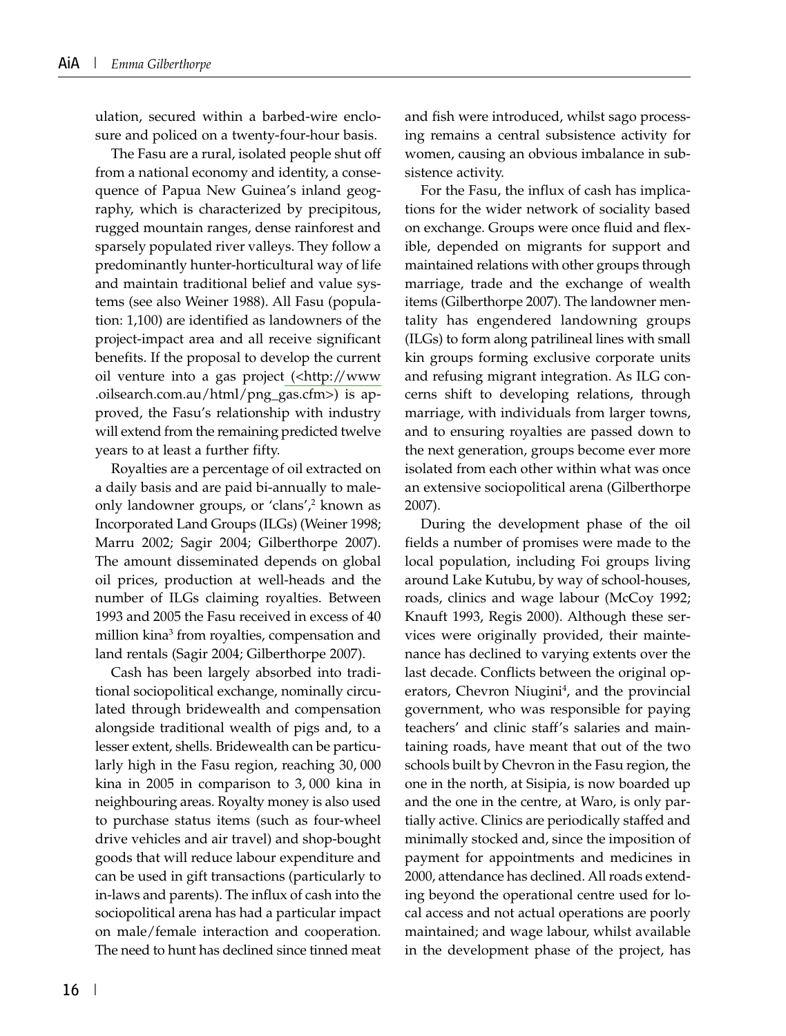ulation, secured within a barbed-wire enclosure and policed on a twenty-four-hour basis.

The Fasu are a rural, isolated people shut off from a national economy and identity, a consequence of Papua New Guinea's inland geography, which is characterized by precipitous, rugged mountain ranges, dense rainforest and sparsely populated river valleys. They follow a predominantly hunter-horticultural way of life and maintain traditional belief and value systems (see also Weiner 1988). All Fasu (population: 1,100) are identified as landowners of the project-impact area and all receive significant benefits. If the proposal to develop the current oil venture into a gas project (<http://www.oilsearch.com.au/html/png_gas.cfm>) is approved, the Fasu's relationship with industry will extend from the remaining predicted twelve years to at least a further fifty.

Royalties are a percentage of oil extracted on a daily basis and are paid bi-annually to male-only landowner groups, or 'clans',[2] known as Incorporated Land Groups (ILGs) (Weiner 1998; Marru 2002; Sagir 2004; Gilberthorpe 2007). The amount disseminated depends on global oil prices, production at well-heads and the number of ILGs claiming royalties. Between 1993 and 2005 the Fasu received in excess of 40 million kina[3] from royalties, compensation and land rentals (Sagir 2004; Gilberthorpe 2007).

Cash has been largely absorbed into traditional sociopolitical exchange, nominally circulated through bridewealth and compensation alongside traditional wealth of pigs and, to a lesser extent, shells. Bridewealth can be particularly high in the Fasu region, reaching 30, 000 kina in 2005 in comparison to 3, 000 kina in neighbouring areas. Royalty money is also used to purchase status items (such as four-wheel drive vehicles and air travel) and shop-bought goods that will reduce labour expenditure and can be used in gift transactions (particularly to in-laws and parents). The influx of cash into the sociopolitical arena has had a particular impact on male/female interaction and cooperation. The need to hunt has declined since tinned meat and fish were introduced, whilst sago processing remains a central subsistence activity for women, causing an obvious imbalance in subsistence activity.

For the Fasu, the influx of cash has implications for the wider network of sociality based on exchange. Groups were once fluid and flexible, depended on migrants for support and maintained relations with other groups through marriage, trade and the exchange of wealth items (Gilberthorpe 2007). The landowner mentality has engendered landowning groups (ILGs) to form along patrilineal lines with small kin groups forming exclusive corporate units and refusing migrant integration. As ILG concerns shift to developing relations, through marriage, with individuals from larger towns, and to ensuring royalties are passed down to the next generation, groups become ever more isolated from each other within what was once an extensive sociopolitical arena (Gilberthorpe 2007).

During the development phase of the oil fields a number of promises were made to the local population, including Foi groups living around Lake Kutubu, by way of school-houses, roads, clinics and wage labour (McCoy 1992; Knauft 1993, Regis 2000). Although these services were originally provided, their maintenance has declined to varying extents over the last decade. Conflicts between the original operators, Chevron Niugini[4], and the provincial government, who was responsible for paying teachers' and clinic staff's salaries and maintaining roads, have meant that out of the two schools built by Chevron in the Fasu region, the one in the north, at Sisipia, is now boarded up and the one in the centre, at Waro, is only partially active. Clinics are periodically staffed and minimally stocked and, since the imposition of payment for appointments and medicines in 2000, attendance has declined. All roads extending beyond the operational centre used for local access and not actual operations are poorly maintained; and wage labour, whilst available in the development phase of the project, has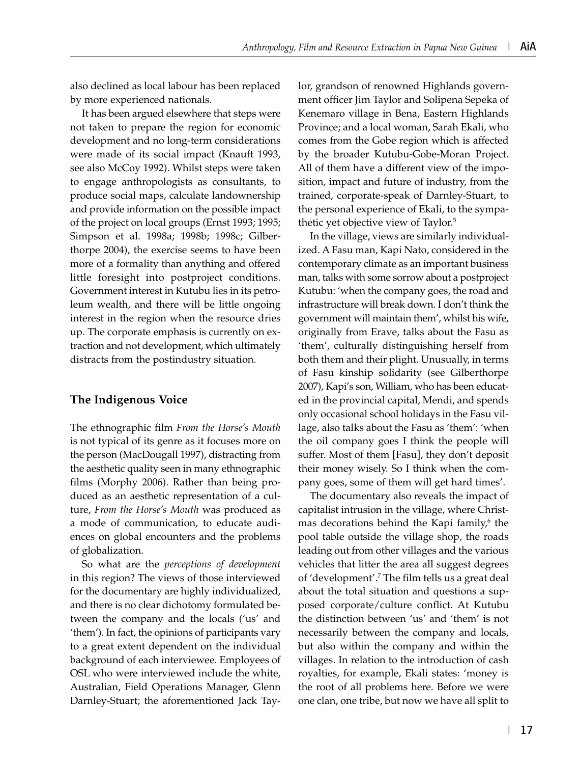also declined as local labour has been replaced by more experienced nationals.

It has been argued elsewhere that steps were not taken to prepare the region for economic development and no long-term considerations were made of its social impact (Knauft 1993, see also McCoy 1992). Whilst steps were taken to engage anthropologists as consultants, to produce social maps, calculate landownership and provide information on the possible impact of the project on local groups (Ernst 1993; 1995; Simpson et al. 1998a; 1998b; 1998c; Gilberthorpe 2004), the exercise seems to have been more of a formality than anything and offered little foresight into postproject conditions. Government interest in Kutubu lies in its petroleum wealth, and there will be little ongoing interest in the region when the resource dries up. The corporate emphasis is currently on extraction and not development, which ultimately distracts from the postindustry situation.

## The Indigenous Voice

The ethnographic film *From the Horse's Mouth* is not typical of its genre as it focuses more on the person (MacDougall 1997), distracting from the aesthetic quality seen in many ethnographic films (Morphy 2006). Rather than being produced as an aesthetic representation of a culture, *From the Horse's Mouth* was produced as a mode of communication, to educate audiences on global encounters and the problems of globalization.

So what are the *perceptions of development* in this region? The views of those interviewed for the documentary are highly individualized, and there is no clear dichotomy formulated between the company and the locals ('us' and 'them'). In fact, the opinions of participants vary to a great extent dependent on the individual background of each interviewee. Employees of OSL who were interviewed include the white, Australian, Field Operations Manager, Glenn Darnley-Stuart; the aforementioned Jack Taylor, grandson of renowned Highlands government officer Jim Taylor and Solipena Sepeka of Kenemaro village in Bena, Eastern Highlands Province; and a local woman, Sarah Ekali, who comes from the Gobe region which is affected by the broader Kutubu-Gobe-Moran Project. All of them have a different view of the imposition, impact and future of industry, from the trained, corporate-speak of Darnley-Stuart, to the personal experience of Ekali, to the sympathetic yet objective view of Taylor.[5]

In the village, views are similarly individualized. A Fasu man, Kapi Nato, considered in the contemporary climate as an important business man, talks with some sorrow about a postproject Kutubu: 'when the company goes, the road and infrastructure will break down. I don't think the government will maintain them', whilst his wife, originally from Erave, talks about the Fasu as 'them', culturally distinguishing herself from both them and their plight. Unusually, in terms of Fasu kinship solidarity (see Gilberthorpe 2007), Kapi's son, William, who has been educated in the provincial capital, Mendi, and spends only occasional school holidays in the Fasu village, also talks about the Fasu as 'them': 'when the oil company goes I think the people will suffer. Most of them [Fasu], they don't deposit their money wisely. So I think when the company goes, some of them will get hard times'.

The documentary also reveals the impact of capitalist intrusion in the village, where Christmas decorations behind the Kapi family,[6] the pool table outside the village shop, the roads leading out from other villages and the various vehicles that litter the area all suggest degrees of 'development'.[7] The film tells us a great deal about the total situation and questions a supposed corporate/culture conflict. At Kutubu the distinction between 'us' and 'them' is not necessarily between the company and locals, but also within the company and within the villages. In relation to the introduction of cash royalties, for example, Ekali states: 'money is the root of all problems here. Before we were one clan, one tribe, but now we have all split to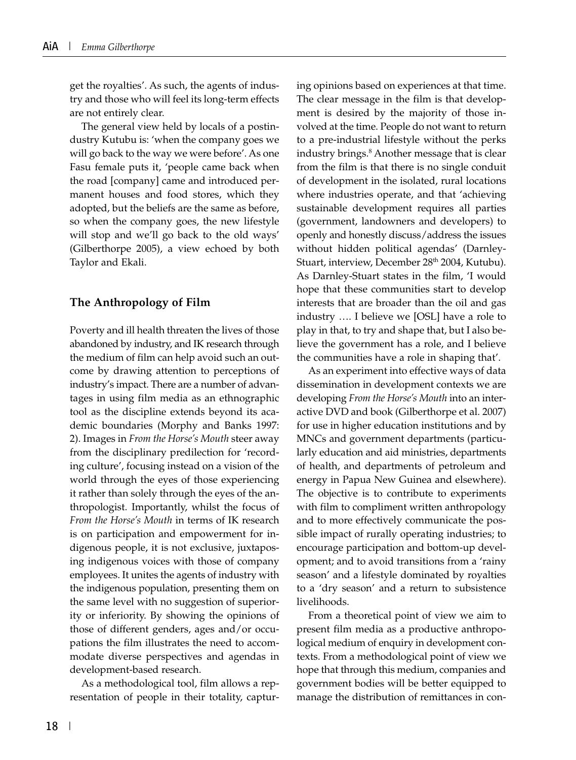get the royalties'. As such, the agents of industry and those who will feel its long-term effects are not entirely clear.

The general view held by locals of a postindustry Kutubu is: 'when the company goes we will go back to the way we were before'. As one Fasu female puts it, 'people came back when the road [company] came and introduced permanent houses and food stores, which they adopted, but the beliefs are the same as before, so when the company goes, the new lifestyle will stop and we'll go back to the old ways' (Gilberthorpe 2005), a view echoed by both Taylor and Ekali.

## The Anthropology of Film

Poverty and ill health threaten the lives of those abandoned by industry, and IK research through the medium of film can help avoid such an outcome by drawing attention to perceptions of industry's impact. There are a number of advantages in using film media as an ethnographic tool as the discipline extends beyond its academic boundaries (Morphy and Banks 1997: 2). Images in *From the Horse's Mouth* steer away from the disciplinary predilection for 'recording culture', focusing instead on a vision of the world through the eyes of those experiencing it rather than solely through the eyes of the anthropologist. Importantly, whilst the focus of *From the Horse's Mouth* in terms of IK research is on participation and empowerment for indigenous people, it is not exclusive, juxtaposing indigenous voices with those of company employees. It unites the agents of industry with the indigenous population, presenting them on the same level with no suggestion of superiority or inferiority. By showing the opinions of those of different genders, ages and/or occupations the film illustrates the need to accommodate diverse perspectives and agendas in development-based research.

As a methodological tool, film allows a representation of people in their totality, capturing opinions based on experiences at that time. The clear message in the film is that development is desired by the majority of those involved at the time. People do not want to return to a pre-industrial lifestyle without the perks industry brings.[8] Another message that is clear from the film is that there is no single conduit of development in the isolated, rural locations where industries operate, and that 'achieving sustainable development requires all parties (government, landowners and developers) to openly and honestly discuss/address the issues without hidden political agendas' (Darnley-Stuart, interview, December 28th 2004, Kutubu). As Darnley-Stuart states in the film, 'I would hope that these communities start to develop interests that are broader than the oil and gas industry …. I believe we [OSL] have a role to play in that, to try and shape that, but I also believe the government has a role, and I believe the communities have a role in shaping that'.

As an experiment into effective ways of data dissemination in development contexts we are developing *From the Horse's Mouth* into an interactive DVD and book (Gilberthorpe et al. 2007) for use in higher education institutions and by MNCs and government departments (particularly education and aid ministries, departments of health, and departments of petroleum and energy in Papua New Guinea and elsewhere). The objective is to contribute to experiments with film to compliment written anthropology and to more effectively communicate the possible impact of rurally operating industries; to encourage participation and bottom-up development; and to avoid transitions from a 'rainy season' and a lifestyle dominated by royalties to a 'dry season' and a return to subsistence livelihoods.

From a theoretical point of view we aim to present film media as a productive anthropological medium of enquiry in development contexts. From a methodological point of view we hope that through this medium, companies and government bodies will be better equipped to manage the distribution of remittances in con-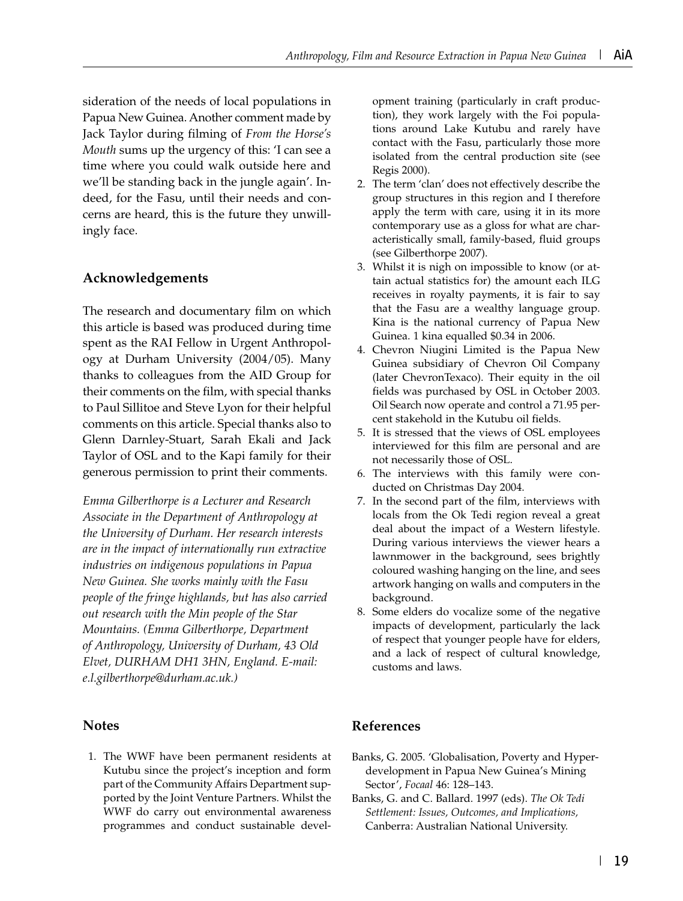sideration of the needs of local populations in Papua New Guinea. Another comment made by Jack Taylor during filming of *From the Horse's Mouth* sums up the urgency of this: 'I can see a time where you could walk outside here and we'll be standing back in the jungle again'. Indeed, for the Fasu, until their needs and concerns are heard, this is the future they unwillingly face.

## Acknowledgements

The research and documentary film on which this article is based was produced during time spent as the RAI Fellow in Urgent Anthropology at Durham University (2004/05). Many thanks to colleagues from the AID Group for their comments on the film, with special thanks to Paul Sillitoe and Steve Lyon for their helpful comments on this article. Special thanks also to Glenn Darnley-Stuart, Sarah Ekali and Jack Taylor of OSL and to the Kapi family for their generous permission to print their comments.

*Emma Gilberthorpe is a Lecturer and Research Associate in the Department of Anthropology at the University of Durham. Her research interests are in the impact of internationally run extractive industries on indigenous populations in Papua New Guinea. She works mainly with the Fasu people of the fringe highlands, but has also carried out research with the Min people of the Star Mountains. (Emma Gilberthorpe, Department of Anthropology, University of Durham, 43 Old Elvet, DURHAM DH1 3HN, England. E-mail: e.l.gilberthorpe@durham.ac.uk.)*

## Notes

1. The WWF have been permanent residents at Kutubu since the project's inception and form part of the Community Affairs Department supported by the Joint Venture Partners. Whilst the WWF do carry out environmental awareness programmes and conduct sustainable development training (particularly in craft production), they work largely with the Foi populations around Lake Kutubu and rarely have contact with the Fasu, particularly those more isolated from the central production site (see Regis 2000).
2. The term 'clan' does not effectively describe the group structures in this region and I therefore apply the term with care, using it in its more contemporary use as a gloss for what are characteristically small, family-based, fluid groups (see Gilberthorpe 2007).
3. Whilst it is nigh on impossible to know (or attain actual statistics for) the amount each ILG receives in royalty payments, it is fair to say that the Fasu are a wealthy language group. Kina is the national currency of Papua New Guinea. 1 kina equalled $0.34 in 2006.
4. Chevron Niugini Limited is the Papua New Guinea subsidiary of Chevron Oil Company (later ChevronTexaco). Their equity in the oil fields was purchased by OSL in October 2003. Oil Search now operate and control a 71.95 percent stakehold in the Kutubu oil fields.
5. It is stressed that the views of OSL employees interviewed for this film are personal and are not necessarily those of OSL.
6. The interviews with this family were conducted on Christmas Day 2004.
7. In the second part of the film, interviews with locals from the Ok Tedi region reveal a great deal about the impact of a Western lifestyle. During various interviews the viewer hears a lawnmower in the background, sees brightly coloured washing hanging on the line, and sees artwork hanging on walls and computers in the background.
8. Some elders do vocalize some of the negative impacts of development, particularly the lack of respect that younger people have for elders, and a lack of respect of cultural knowledge, customs and laws.

## References

Banks, G. 2005. 'Globalisation, Poverty and Hyperdevelopment in Papua New Guinea's Mining Sector', *Focaal* 46: 128–143.

Banks, G. and C. Ballard. 1997 (eds). *The Ok Tedi Settlement: Issues, Outcomes, and Implications,* Canberra: Australian National University.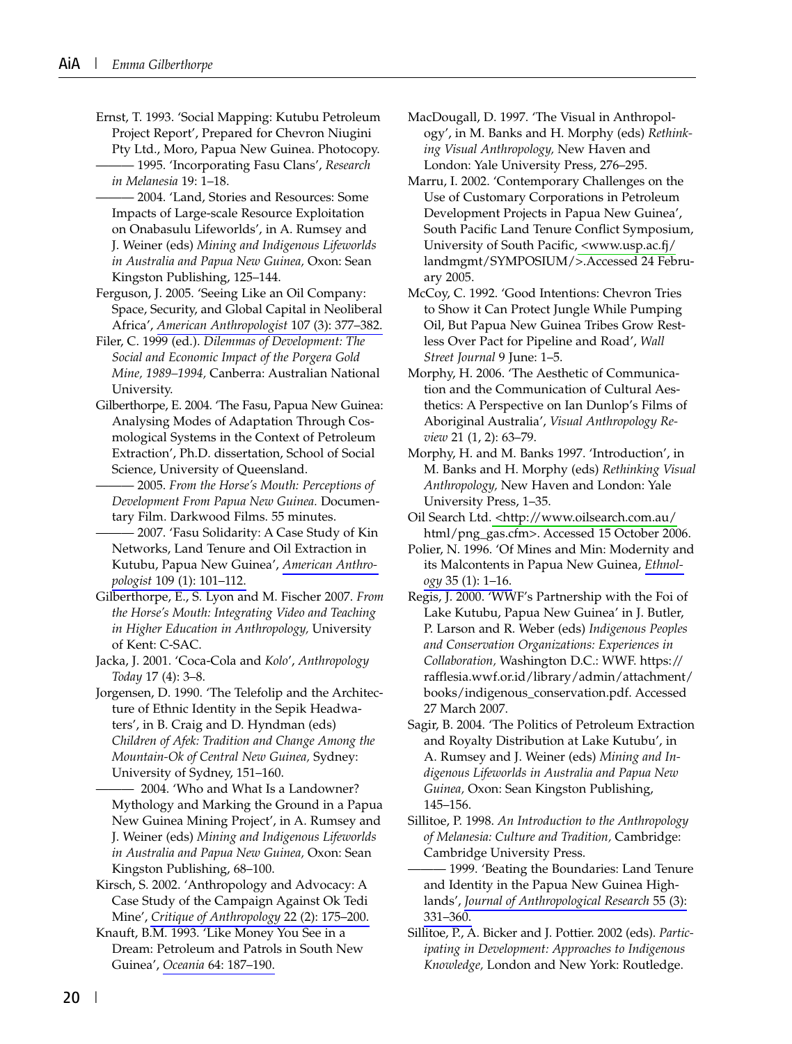Ernst, T. 1993. 'Social Mapping: Kutubu Petroleum Project Report', Prepared for Chevron Niugini Pty Ltd., Moro, Papua New Guinea. Photocopy.

——— 1995. 'Incorporating Fasu Clans', *Research in Melanesia* 19: 1–18.

——— 2004. 'Land, Stories and Resources: Some Impacts of Large-scale Resource Exploitation on Onabasulu Lifeworlds', in A. Rumsey and J. Weiner (eds) *Mining and Indigenous Lifeworlds in Australia and Papua New Guinea,* Oxon: Sean Kingston Publishing, 125–144.

Ferguson, J. 2005. 'Seeing Like an Oil Company: Space, Security, and Global Capital in Neoliberal Africa', *American Anthropologist* 107 (3): 377–382.

Filer, C. 1999 (ed.). *Dilemmas of Development: The Social and Economic Impact of the Porgera Gold Mine, 1989–1994,* Canberra: Australian National University.

Gilberthorpe, E. 2004. 'The Fasu, Papua New Guinea: Analysing Modes of Adaptation Through Cosmological Systems in the Context of Petroleum Extraction', Ph.D. dissertation, School of Social Science, University of Queensland.

——— 2005. *From the Horse's Mouth: Perceptions of Development From Papua New Guinea.* Documentary Film. Darkwood Films. 55 minutes.

——— 2007. 'Fasu Solidarity: A Case Study of Kin Networks, Land Tenure and Oil Extraction in Kutubu, Papua New Guinea', *American Anthropologist* 109 (1): 101–112.

Gilberthorpe, E., S. Lyon and M. Fischer 2007. *From the Horse's Mouth: Integrating Video and Teaching in Higher Education in Anthropology,* University of Kent: C-SAC.

Jacka, J. 2001. 'Coca-Cola and *Kolo*', *Anthropology Today* 17 (4): 3–8.

Jorgensen, D. 1990. 'The Telefolip and the Architecture of Ethnic Identity in the Sepik Headwaters', in B. Craig and D. Hyndman (eds) *Children of Afek: Tradition and Change Among the Mountain-Ok of Central New Guinea,* Sydney: University of Sydney, 151–160.

——— 2004. 'Who and What Is a Landowner? Mythology and Marking the Ground in a Papua New Guinea Mining Project', in A. Rumsey and J. Weiner (eds) *Mining and Indigenous Lifeworlds in Australia and Papua New Guinea,* Oxon: Sean Kingston Publishing, 68–100.

Kirsch, S. 2002. 'Anthropology and Advocacy: A Case Study of the Campaign Against Ok Tedi Mine', *Critique of Anthropology* 22 (2): 175–200.

Knauft, B.M. 1993. 'Like Money You See in a Dream: Petroleum and Patrols in South New Guinea', *Oceania* 64: 187–190.

MacDougall, D. 1997. 'The Visual in Anthropology', in M. Banks and H. Morphy (eds) *Rethinking Visual Anthropology,* New Haven and London: Yale University Press, 276–295.

Marru, I. 2002. 'Contemporary Challenges on the Use of Customary Corporations in Petroleum Development Projects in Papua New Guinea', South Pacific Land Tenure Conflict Symposium, University of South Pacific, <www.usp.ac.fj/landmgmt/SYMPOSIUM/>.Accessed 24 February 2005.

McCoy, C. 1992. 'Good Intentions: Chevron Tries to Show it Can Protect Jungle While Pumping Oil, But Papua New Guinea Tribes Grow Restless Over Pact for Pipeline and Road', *Wall Street Journal* 9 June: 1–5.

Morphy, H. 2006. 'The Aesthetic of Communication and the Communication of Cultural Aesthetics: A Perspective on Ian Dunlop's Films of Aboriginal Australia', *Visual Anthropology Review* 21 (1, 2): 63–79.

Morphy, H. and M. Banks 1997. 'Introduction', in M. Banks and H. Morphy (eds) *Rethinking Visual Anthropology,* New Haven and London: Yale University Press, 1–35.

Oil Search Ltd. <http://www.oilsearch.com.au/html/png_gas.cfm>. Accessed 15 October 2006.

Polier, N. 1996. 'Of Mines and Min: Modernity and its Malcontents in Papua New Guinea, *Ethnology* 35 (1): 1–16.

Regis, J. 2000. 'WWF's Partnership with the Foi of Lake Kutubu, Papua New Guinea' in J. Butler, P. Larson and R. Weber (eds) *Indigenous Peoples and Conservation Organizations: Experiences in Collaboration,* Washington D.C.: WWF. https://rafflesia.wwf.or.id/library/admin/attachment/books/indigenous_conservation.pdf. Accessed 27 March 2007.

Sagir, B. 2004. 'The Politics of Petroleum Extraction and Royalty Distribution at Lake Kutubu', in A. Rumsey and J. Weiner (eds) *Mining and Indigenous Lifeworlds in Australia and Papua New Guinea,* Oxon: Sean Kingston Publishing, 145–156.

Sillitoe, P. 1998. *An Introduction to the Anthropology of Melanesia: Culture and Tradition,* Cambridge: Cambridge University Press.

——— 1999. 'Beating the Boundaries: Land Tenure and Identity in the Papua New Guinea Highlands', *Journal of Anthropological Research* 55 (3): 331–360.

Sillitoe, P., A. Bicker and J. Pottier. 2002 (eds). *Participating in Development: Approaches to Indigenous Knowledge,* London and New York: Routledge.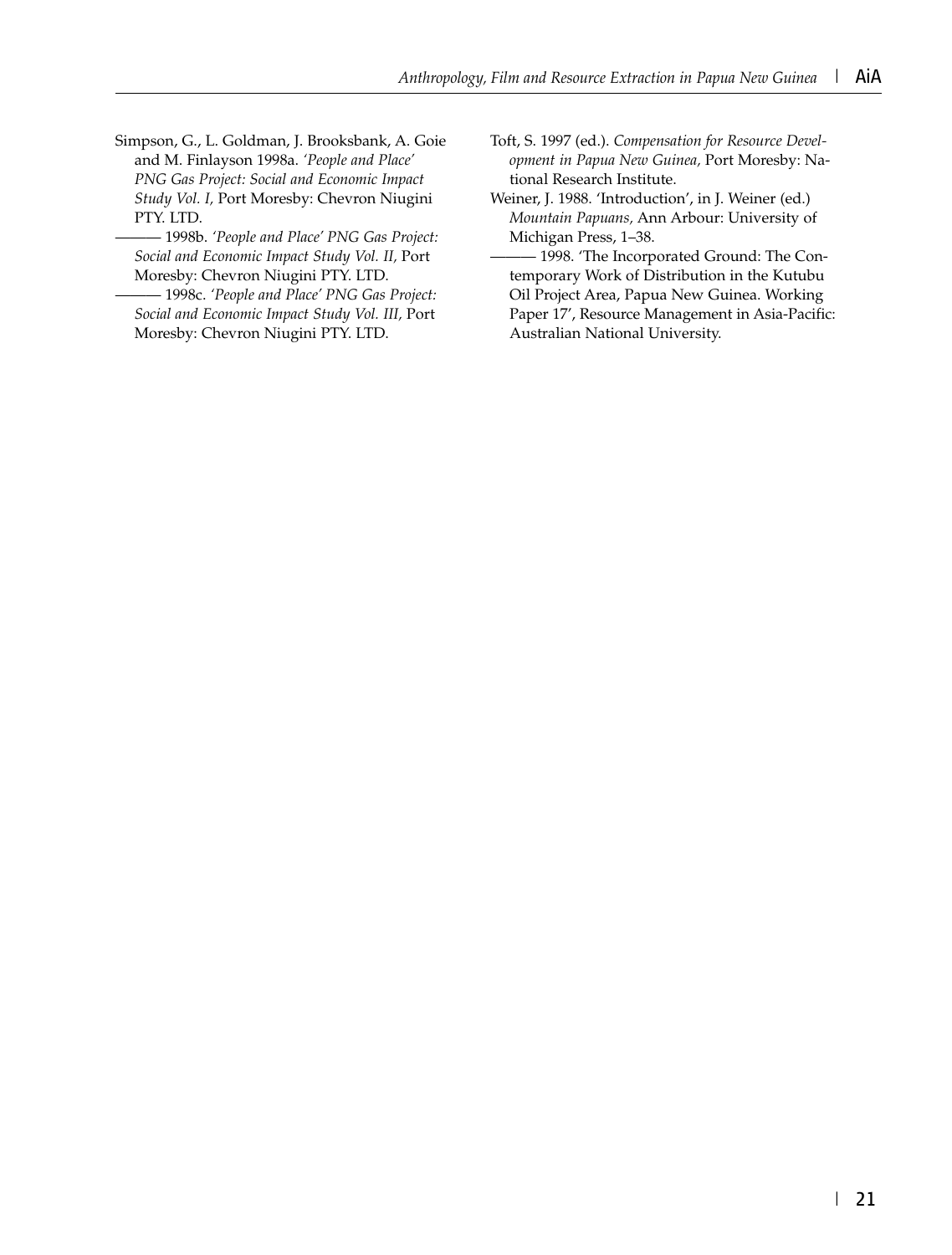Simpson, G., L. Goldman, J. Brooksbank, A. Goie and M. Finlayson 1998a. *'People and Place' PNG Gas Project: Social and Economic Impact Study Vol. I,* Port Moresby: Chevron Niugini PTY. LTD.

——— 1998b. *'People and Place' PNG Gas Project: Social and Economic Impact Study Vol. II,* Port Moresby: Chevron Niugini PTY. LTD.

——— 1998c. *'People and Place' PNG Gas Project: Social and Economic Impact Study Vol. III,* Port Moresby: Chevron Niugini PTY. LTD.

Toft, S. 1997 (ed.). *Compensation for Resource Development in Papua New Guinea,* Port Moresby: National Research Institute.

Weiner, J. 1988. 'Introduction', in J. Weiner (ed.) *Mountain Papuans,* Ann Arbour: University of Michigan Press, 1–38.

——— 1998. 'The Incorporated Ground: The Contemporary Work of Distribution in the Kutubu Oil Project Area, Papua New Guinea. Working Paper 17', Resource Management in Asia-Pacific: Australian National University.